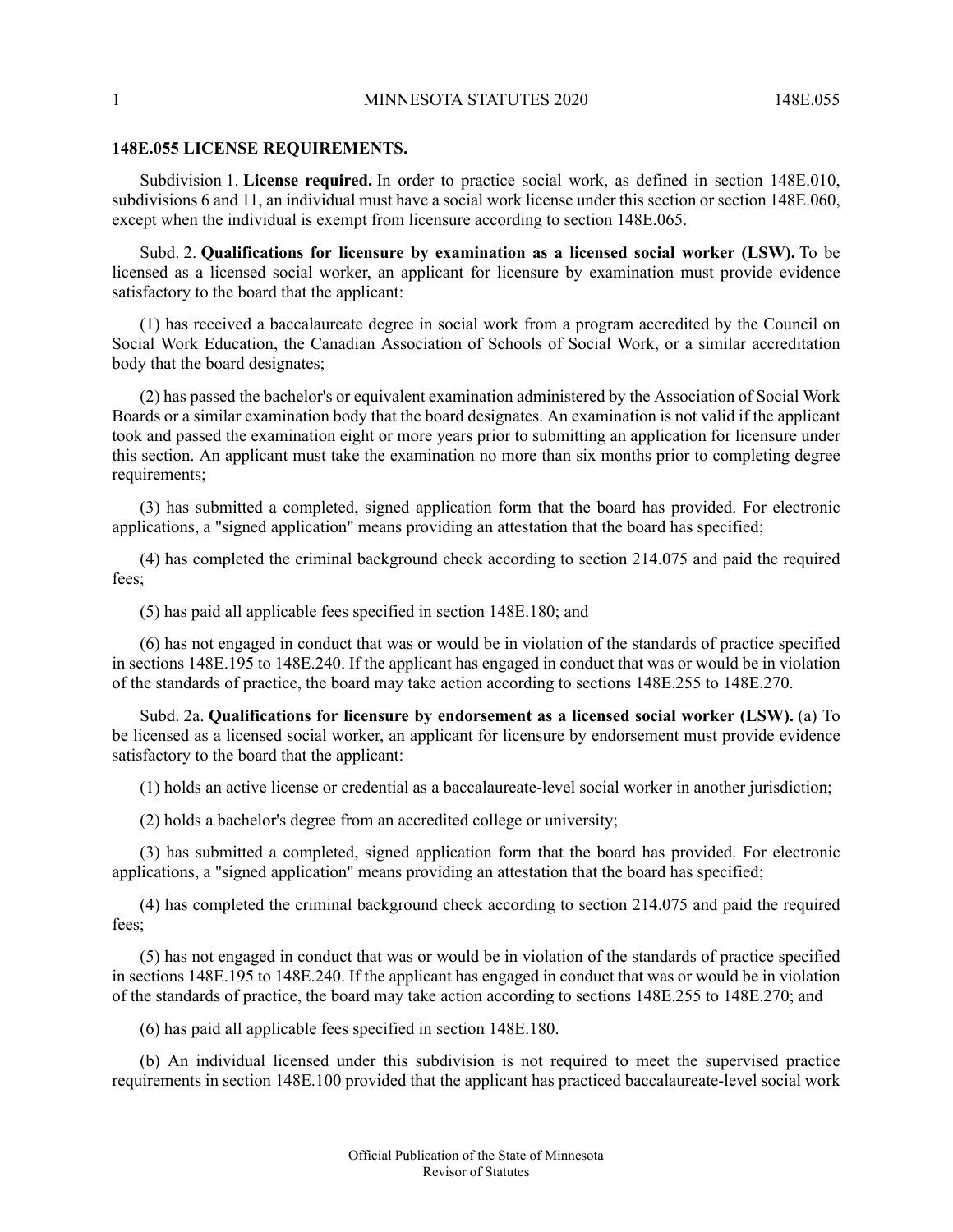**148E.055 LICENSE REQUIREMENTS.**

Subdivision 1. **License required.** In order to practice social work, as defined in section 148E.010, subdivisions 6 and 11, an individual must have a social work license under this section or section 148E.060, except when the individual is exempt from licensure according to section 148E.065.

Subd. 2. **Qualifications for licensure by examination as a licensed social worker (LSW).** To be licensed as a licensed social worker, an applicant for licensure by examination must provide evidence satisfactory to the board that the applicant:

(1) has received a baccalaureate degree in social work from a program accredited by the Council on Social Work Education, the Canadian Association of Schools of Social Work, or a similar accreditation body that the board designates;

(2) has passed the bachelor's or equivalent examination administered by the Association of Social Work Boards or a similar examination body that the board designates. An examination is not valid if the applicant took and passed the examination eight or more years prior to submitting an application for licensure under this section. An applicant must take the examination no more than six months prior to completing degree requirements;

(3) has submitted a completed, signed application form that the board has provided. For electronic applications, a "signed application" means providing an attestation that the board has specified;

(4) has completed the criminal background check according to section 214.075 and paid the required fees;

(5) has paid all applicable fees specified in section 148E.180; and

(6) has not engaged in conduct that was or would be in violation of the standards of practice specified in sections 148E.195 to 148E.240. If the applicant has engaged in conduct that was or would be in violation of the standards of practice, the board may take action according to sections 148E.255 to 148E.270.

Subd. 2a. **Qualifications for licensure by endorsement as a licensed social worker (LSW).** (a) To be licensed as a licensed social worker, an applicant for licensure by endorsement must provide evidence satisfactory to the board that the applicant:

(1) holds an active license or credential as a baccalaureate-level social worker in another jurisdiction;

(2) holds a bachelor's degree from an accredited college or university;

(3) has submitted a completed, signed application form that the board has provided. For electronic applications, a "signed application" means providing an attestation that the board has specified;

(4) has completed the criminal background check according to section 214.075 and paid the required fees;

(5) has not engaged in conduct that was or would be in violation of the standards of practice specified in sections 148E.195 to 148E.240. If the applicant has engaged in conduct that was or would be in violation of the standards of practice, the board may take action according to sections 148E.255 to 148E.270; and

(6) has paid all applicable fees specified in section 148E.180.

(b) An individual licensed under this subdivision is not required to meet the supervised practice requirements in section 148E.100 provided that the applicant has practiced baccalaureate-level social work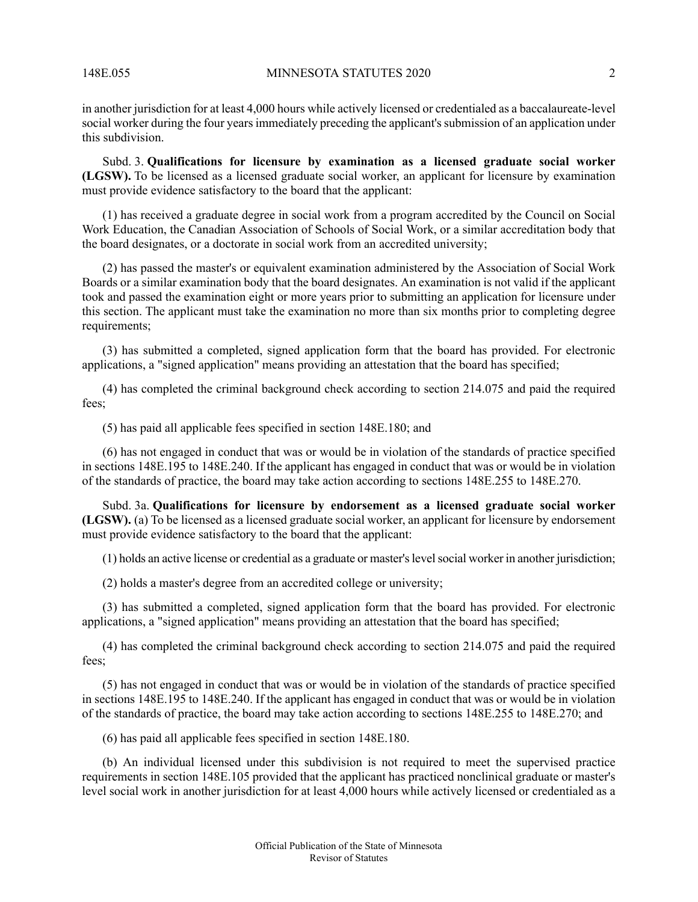in another jurisdiction for at least 4,000 hours while actively licensed or credentialed as a baccalaureate-level social worker during the four years immediately preceding the applicant's submission of an application under this subdivision.

Subd. 3. **Qualifications for licensure by examination as a licensed graduate social worker (LGSW).** To be licensed as a licensed graduate social worker, an applicant for licensure by examination must provide evidence satisfactory to the board that the applicant:

(1) has received a graduate degree in social work from a program accredited by the Council on Social Work Education, the Canadian Association of Schools of Social Work, or a similar accreditation body that the board designates, or a doctorate in social work from an accredited university;

(2) has passed the master's or equivalent examination administered by the Association of Social Work Boards or a similar examination body that the board designates. An examination is not valid if the applicant took and passed the examination eight or more years prior to submitting an application for licensure under this section. The applicant must take the examination no more than six months prior to completing degree requirements;

(3) has submitted a completed, signed application form that the board has provided. For electronic applications, a "signed application" means providing an attestation that the board has specified;

(4) has completed the criminal background check according to section 214.075 and paid the required fees;

(5) has paid all applicable fees specified in section 148E.180; and

(6) has not engaged in conduct that was or would be in violation of the standards of practice specified in sections 148E.195 to 148E.240. If the applicant has engaged in conduct that was or would be in violation of the standards of practice, the board may take action according to sections 148E.255 to 148E.270.

Subd. 3a. **Qualifications for licensure by endorsement as a licensed graduate social worker (LGSW).** (a) To be licensed as a licensed graduate social worker, an applicant for licensure by endorsement must provide evidence satisfactory to the board that the applicant:

(1) holds an active license or credential as a graduate or master's level social worker in another jurisdiction;

(2) holds a master's degree from an accredited college or university;

(3) has submitted a completed, signed application form that the board has provided. For electronic applications, a "signed application" means providing an attestation that the board has specified;

(4) has completed the criminal background check according to section 214.075 and paid the required fees;

(5) has not engaged in conduct that was or would be in violation of the standards of practice specified in sections 148E.195 to 148E.240. If the applicant has engaged in conduct that was or would be in violation of the standards of practice, the board may take action according to sections 148E.255 to 148E.270; and

(6) has paid all applicable fees specified in section 148E.180.

(b) An individual licensed under this subdivision is not required to meet the supervised practice requirements in section 148E.105 provided that the applicant has practiced nonclinical graduate or master's level social work in another jurisdiction for at least 4,000 hours while actively licensed or credentialed as a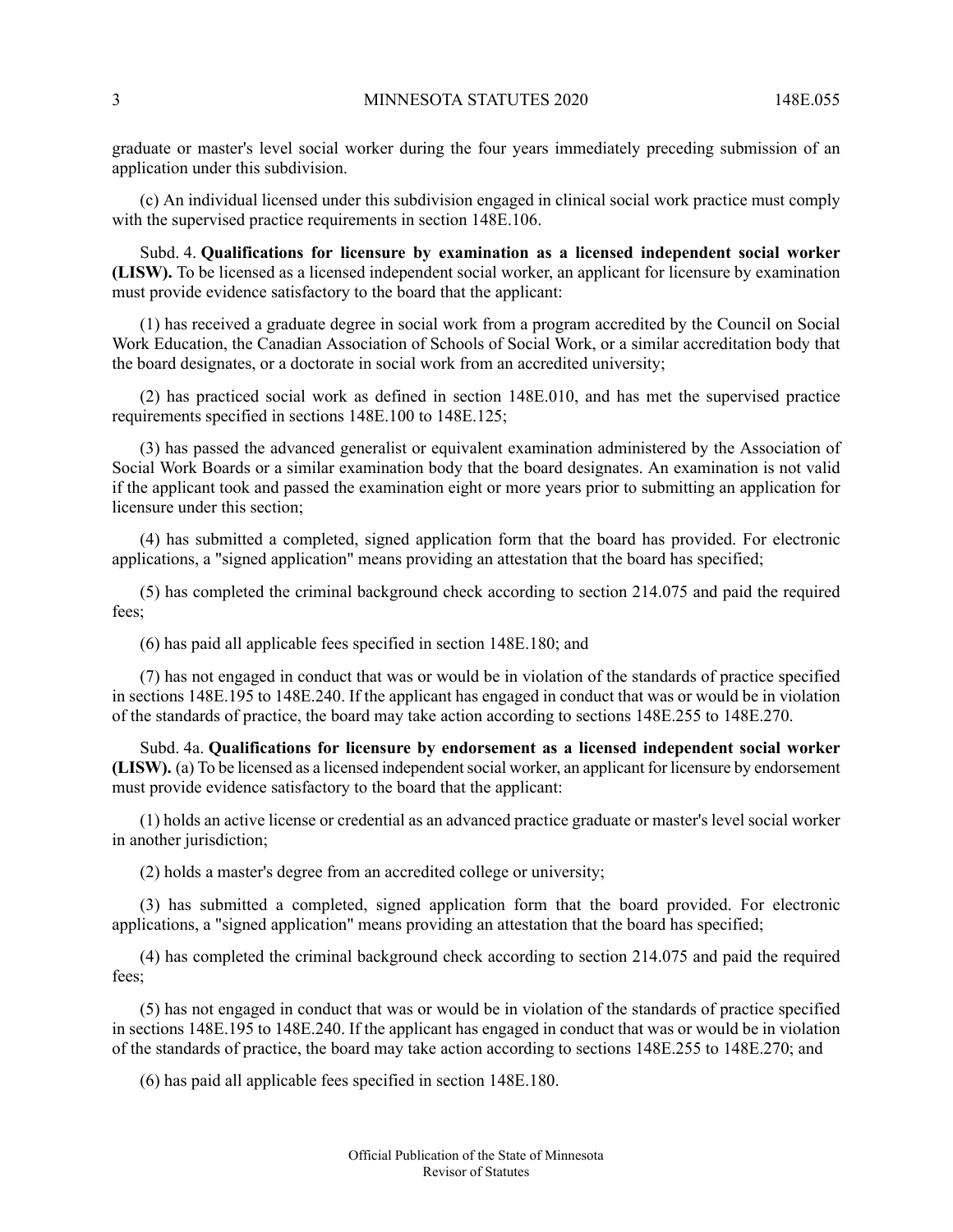graduate or master's level social worker during the four years immediately preceding submission of an application under this subdivision.

(c) An individual licensed under this subdivision engaged in clinical social work practice must comply with the supervised practice requirements in section 148E.106.

Subd. 4. **Qualifications for licensure by examination as a licensed independent social worker (LISW).** To be licensed as a licensed independent social worker, an applicant for licensure by examination must provide evidence satisfactory to the board that the applicant:

(1) has received a graduate degree in social work from a program accredited by the Council on Social Work Education, the Canadian Association of Schools of Social Work, or a similar accreditation body that the board designates, or a doctorate in social work from an accredited university;

(2) has practiced social work as defined in section 148E.010, and has met the supervised practice requirements specified in sections 148E.100 to 148E.125;

(3) has passed the advanced generalist or equivalent examination administered by the Association of Social Work Boards or a similar examination body that the board designates. An examination is not valid if the applicant took and passed the examination eight or more years prior to submitting an application for licensure under this section;

(4) has submitted a completed, signed application form that the board has provided. For electronic applications, a "signed application" means providing an attestation that the board has specified;

(5) has completed the criminal background check according to section 214.075 and paid the required fees;

(6) has paid all applicable fees specified in section 148E.180; and

(7) has not engaged in conduct that was or would be in violation of the standards of practice specified in sections 148E.195 to 148E.240. If the applicant has engaged in conduct that was or would be in violation of the standards of practice, the board may take action according to sections 148E.255 to 148E.270.

Subd. 4a. **Qualifications for licensure by endorsement as a licensed independent social worker (LISW).** (a) To be licensed as a licensed independent social worker, an applicant for licensure by endorsement must provide evidence satisfactory to the board that the applicant:

(1) holds an active license or credential as an advanced practice graduate or master's level social worker in another jurisdiction;

(2) holds a master's degree from an accredited college or university;

(3) has submitted a completed, signed application form that the board provided. For electronic applications, a "signed application" means providing an attestation that the board has specified;

(4) has completed the criminal background check according to section 214.075 and paid the required fees;

(5) has not engaged in conduct that was or would be in violation of the standards of practice specified in sections 148E.195 to 148E.240. If the applicant has engaged in conduct that was or would be in violation of the standards of practice, the board may take action according to sections 148E.255 to 148E.270; and

(6) has paid all applicable fees specified in section 148E.180.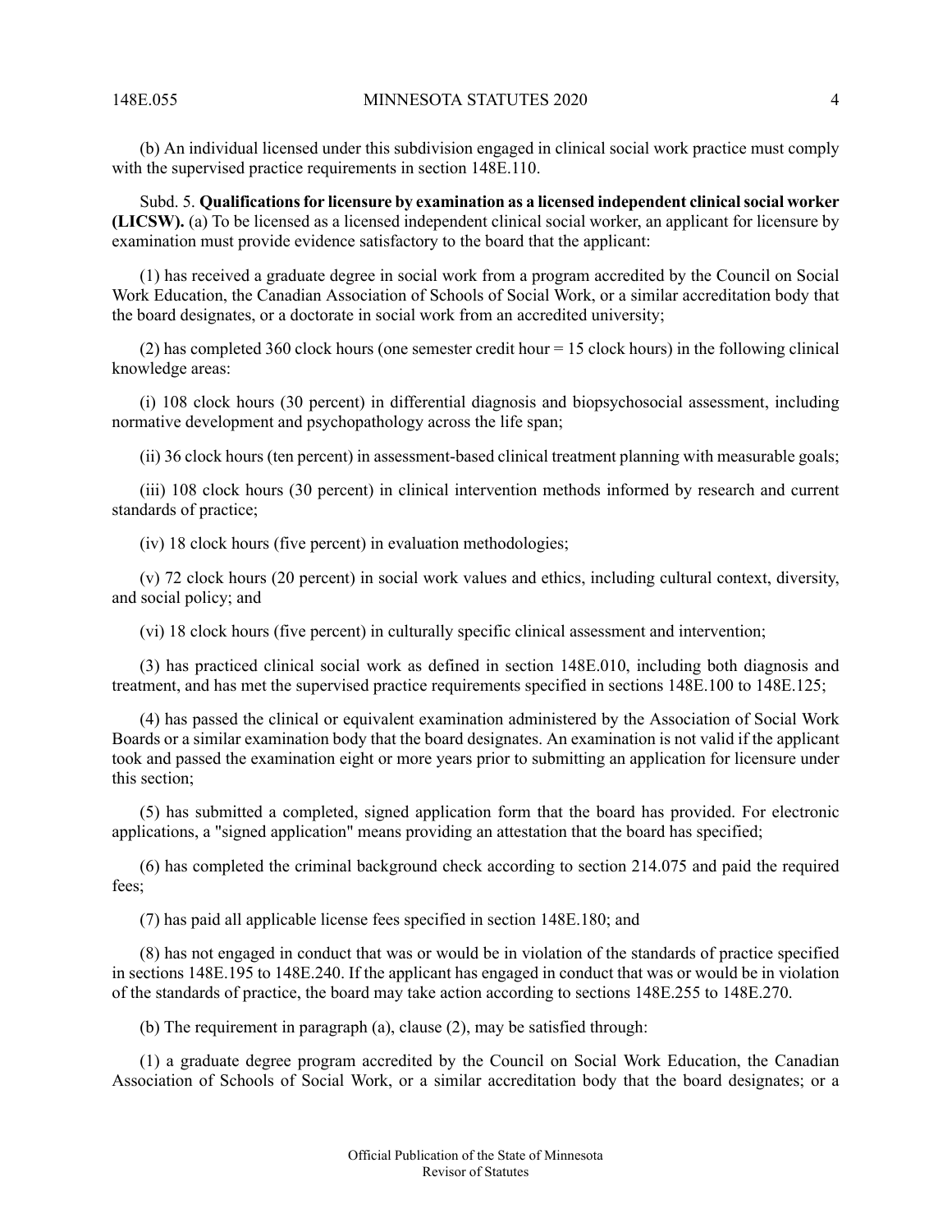(b) An individual licensed under this subdivision engaged in clinical social work practice must comply with the supervised practice requirements in section 148E.110.

Subd. 5. **Qualifications for licensure by examination as a licensed independent clinical social worker (LICSW).** (a) To be licensed as a licensed independent clinical social worker, an applicant for licensure by examination must provide evidence satisfactory to the board that the applicant:

(1) has received a graduate degree in social work from a program accredited by the Council on Social Work Education, the Canadian Association of Schools of Social Work, or a similar accreditation body that the board designates, or a doctorate in social work from an accredited university;

(2) has completed 360 clock hours (one semester credit hour = 15 clock hours) in the following clinical knowledge areas:

(i) 108 clock hours (30 percent) in differential diagnosis and biopsychosocial assessment, including normative development and psychopathology across the life span;

(ii) 36 clock hours (ten percent) in assessment-based clinical treatment planning with measurable goals;

(iii) 108 clock hours (30 percent) in clinical intervention methods informed by research and current standards of practice;

(iv) 18 clock hours (five percent) in evaluation methodologies;

(v) 72 clock hours (20 percent) in social work values and ethics, including cultural context, diversity, and social policy; and

(vi) 18 clock hours (five percent) in culturally specific clinical assessment and intervention;

(3) has practiced clinical social work as defined in section 148E.010, including both diagnosis and treatment, and has met the supervised practice requirements specified in sections 148E.100 to 148E.125;

(4) has passed the clinical or equivalent examination administered by the Association of Social Work Boards or a similar examination body that the board designates. An examination is not valid if the applicant took and passed the examination eight or more years prior to submitting an application for licensure under this section;

(5) has submitted a completed, signed application form that the board has provided. For electronic applications, a "signed application" means providing an attestation that the board has specified;

(6) has completed the criminal background check according to section 214.075 and paid the required fees;

(7) has paid all applicable license fees specified in section 148E.180; and

(8) has not engaged in conduct that was or would be in violation of the standards of practice specified in sections 148E.195 to 148E.240. If the applicant has engaged in conduct that was or would be in violation of the standards of practice, the board may take action according to sections 148E.255 to 148E.270.

(b) The requirement in paragraph (a), clause (2), may be satisfied through:

(1) a graduate degree program accredited by the Council on Social Work Education, the Canadian Association of Schools of Social Work, or a similar accreditation body that the board designates; or a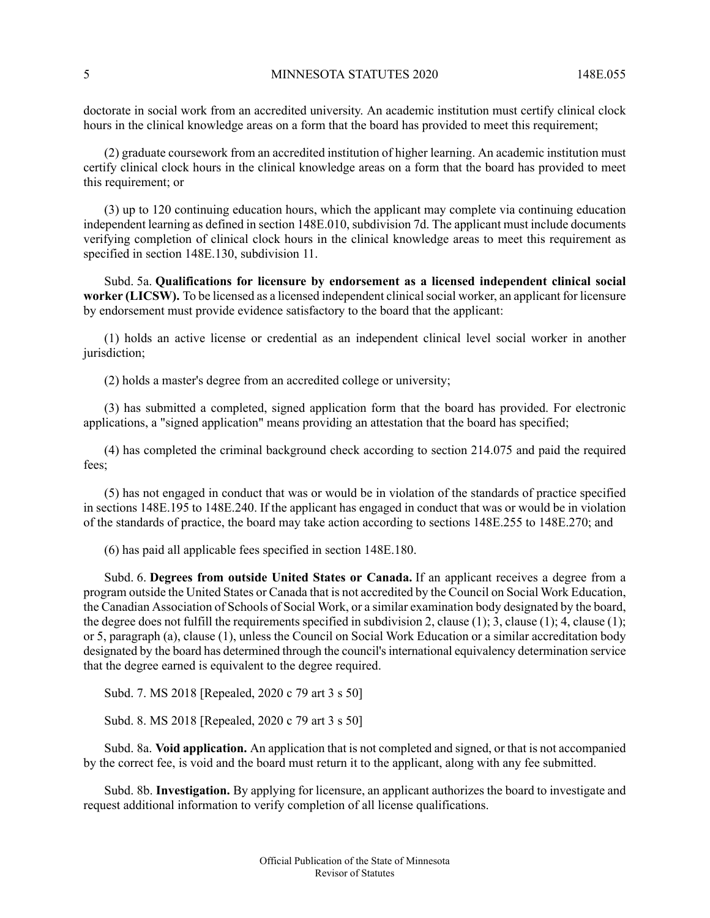doctorate in social work from an accredited university. An academic institution must certify clinical clock hours in the clinical knowledge areas on a form that the board has provided to meet this requirement;

(2) graduate coursework from an accredited institution of higher learning. An academic institution must certify clinical clock hours in the clinical knowledge areas on a form that the board has provided to meet this requirement; or

(3) up to 120 continuing education hours, which the applicant may complete via continuing education independent learning as defined in section 148E.010, subdivision 7d. The applicant must include documents verifying completion of clinical clock hours in the clinical knowledge areas to meet this requirement as specified in section 148E.130, subdivision 11.

Subd. 5a. **Qualifications for licensure by endorsement as a licensed independent clinical social worker (LICSW).** To be licensed as a licensed independent clinical social worker, an applicant for licensure by endorsement must provide evidence satisfactory to the board that the applicant:

(1) holds an active license or credential as an independent clinical level social worker in another jurisdiction;

(2) holds a master's degree from an accredited college or university;

(3) has submitted a completed, signed application form that the board has provided. For electronic applications, a "signed application" means providing an attestation that the board has specified;

(4) has completed the criminal background check according to section 214.075 and paid the required fees;

(5) has not engaged in conduct that was or would be in violation of the standards of practice specified in sections 148E.195 to 148E.240. If the applicant has engaged in conduct that was or would be in violation of the standards of practice, the board may take action according to sections 148E.255 to 148E.270; and

(6) has paid all applicable fees specified in section 148E.180.

Subd. 6. **Degrees from outside United States or Canada.** If an applicant receives a degree from a program outside the United States or Canada that is not accredited by the Council on Social Work Education, the Canadian Association of Schools of Social Work, or a similar examination body designated by the board, the degree does not fulfill the requirements specified in subdivision 2, clause (1); 3, clause (1); 4, clause (1); or 5, paragraph (a), clause (1), unless the Council on Social Work Education or a similar accreditation body designated by the board has determined through the council's international equivalency determination service that the degree earned is equivalent to the degree required.

Subd. 7. MS 2018 [Repealed, 2020 c 79 art 3 s 50]

Subd. 8. MS 2018 [Repealed, 2020 c 79 art 3 s 50]

Subd. 8a. **Void application.** An application that is not completed and signed, or that is not accompanied by the correct fee, is void and the board must return it to the applicant, along with any fee submitted.

Subd. 8b. **Investigation.** By applying for licensure, an applicant authorizes the board to investigate and request additional information to verify completion of all license qualifications.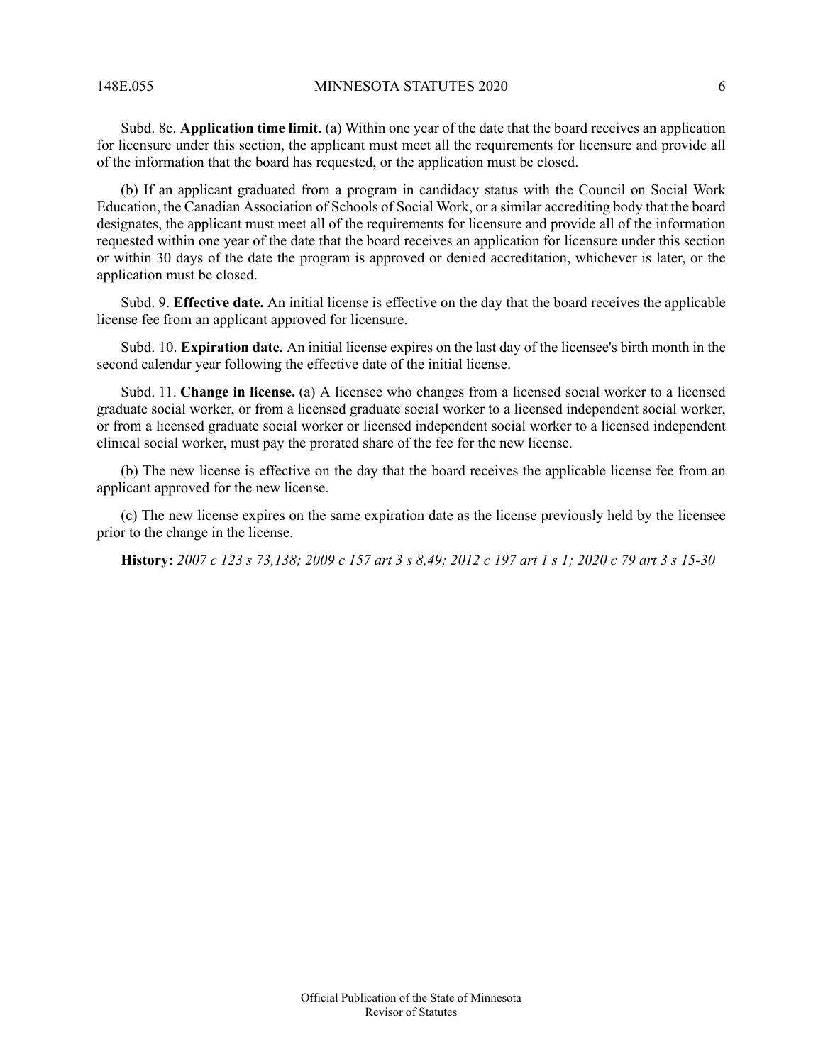Subd. 8c. **Application time limit.** (a) Within one year of the date that the board receives an application for licensure under this section, the applicant must meet all the requirements for licensure and provide all of the information that the board has requested, or the application must be closed.

(b) If an applicant graduated from a program in candidacy status with the Council on Social Work Education, the Canadian Association of Schools of Social Work, or a similar accrediting body that the board designates, the applicant must meet all of the requirements for licensure and provide all of the information requested within one year of the date that the board receives an application for licensure under this section or within 30 days of the date the program is approved or denied accreditation, whichever is later, or the application must be closed.

Subd. 9. **Effective date.** An initial license is effective on the day that the board receives the applicable license fee from an applicant approved for licensure.

Subd. 10. **Expiration date.** An initial license expires on the last day of the licensee's birth month in the second calendar year following the effective date of the initial license.

Subd. 11. **Change in license.** (a) A licensee who changes from a licensed social worker to a licensed graduate social worker, or from a licensed graduate social worker to a licensed independent social worker, or from a licensed graduate social worker or licensed independent social worker to a licensed independent clinical social worker, must pay the prorated share of the fee for the new license.

(b) The new license is effective on the day that the board receives the applicable license fee from an applicant approved for the new license.

(c) The new license expires on the same expiration date as the license previously held by the licensee prior to the change in the license.

**History:** *2007 c 123 s 73,138; 2009 c 157 art 3 s 8,49; 2012 c 197 art 1 s 1; 2020 c 79 art 3 s 15-30*